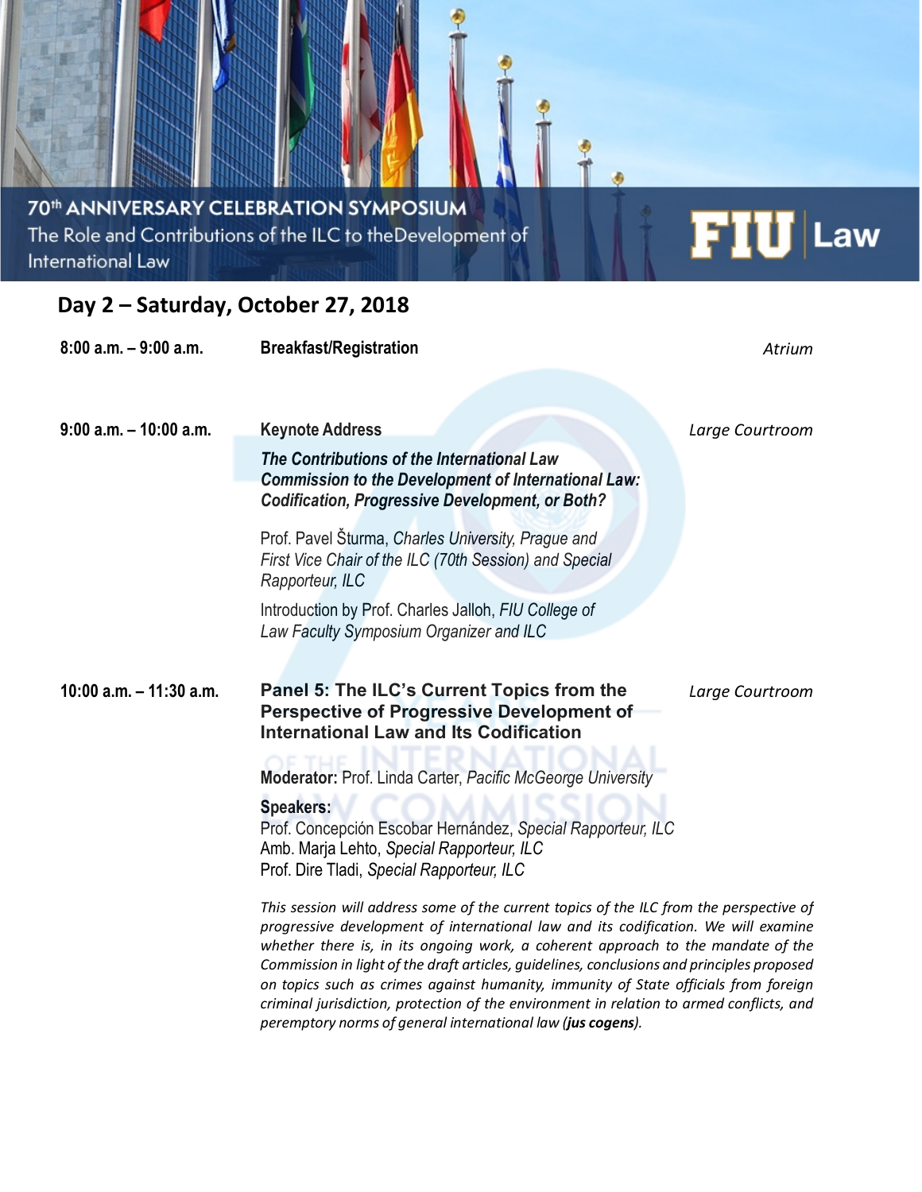70th ANNIVERSARY CELEBRATION SYMPOSIUM

The Role and Contributions of the ILC to theDevelopment of International Law

FIU | Law

## Day 2 – Saturday, October 27, 2018

**8:00 a.m. – 9:00 a.m.** **Breakfast/Registration** *Atrium*

**9:00 a.m. – 10:00 a.m.** **Keynote Address** *Large Courtroom*

***The Contributions of the International Law Commission to the Development of International Law: Codification, Progressive Development, or Both?***

Prof. Pavel Šturma, *Charles University, Prague and First Vice Chair of the ILC (70th Session) and Special Rapporteur, ILC*

Introduction by Prof. Charles Jalloh, *FIU College of Law Faculty Symposium Organizer and ILC*

**10:00 a.m. – 11:30 a.m.** **Panel 5: The ILC's Current Topics from the Perspective of Progressive Development of International Law and Its Codification** *Large Courtroom*

**Moderator:** Prof. Linda Carter, *Pacific McGeorge University*

**Speakers:**
Prof. Concepción Escobar Hernández, *Special Rapporteur, ILC*
Amb. Marja Lehto, *Special Rapporteur, ILC*
Prof. Dire Tladi, *Special Rapporteur, ILC*

*This session will address some of the current topics of the ILC from the perspective of progressive development of international law and its codification. We will examine whether there is, in its ongoing work, a coherent approach to the mandate of the Commission in light of the draft articles, guidelines, conclusions and principles proposed on topics such as crimes against humanity, immunity of State officials from foreign criminal jurisdiction, protection of the environment in relation to armed conflicts, and peremptory norms of general international law (**jus cogens**).*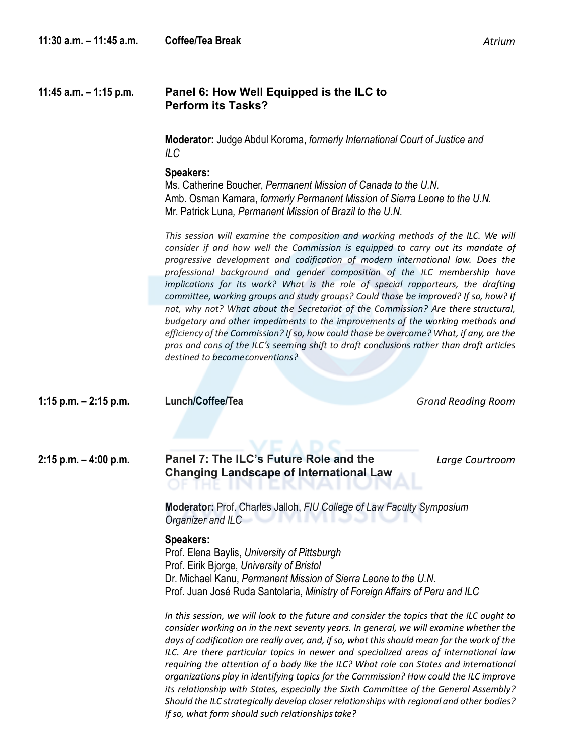**11:30 a.m. – 11:45 a.m.** **Coffee/Tea Break** *Atrium*

**11:45 a.m. – 1:15 p.m.**

## Panel 6: How Well Equipped is the ILC to Perform its Tasks?

**Moderator:** Judge Abdul Koroma, *formerly International Court of Justice and ILC*

**Speakers:**
Ms. Catherine Boucher, *Permanent Mission of Canada to the U.N.*
Amb. Osman Kamara, *formerly Permanent Mission of Sierra Leone to the U.N.*
Mr. Patrick Luna, *Permanent Mission of Brazil to the U.N.*

*This session will examine the composition and working methods of the ILC. We will consider if and how well the Commission is equipped to carry out its mandate of progressive development and codification of modern international law. Does the professional background and gender composition of the ILC membership have implications for its work? What is the role of special rapporteurs, the drafting committee, working groups and study groups? Could those be improved? If so, how? If not, why not? What about the Secretariat of the Commission? Are there structural, budgetary and other impediments to the improvements of the working methods and efficiency of the Commission? If so, how could those be overcome? What, if any, are the pros and cons of the ILC's seeming shift to draft conclusions rather than draft articles destined to become conventions?*

**1:15 p.m. – 2:15 p.m.** **Lunch/Coffee/Tea** *Grand Reading Room*

**2:15 p.m. – 4:00 p.m.** *Large Courtroom*

## Panel 7: The ILC's Future Role and the Changing Landscape of International Law

**Moderator:** Prof. Charles Jalloh, *FIU College of Law Faculty Symposium Organizer and ILC*

**Speakers:**
Prof. Elena Baylis, *University of Pittsburgh*
Prof. Eirik Bjorge, *University of Bristol*
Dr. Michael Kanu, *Permanent Mission of Sierra Leone to the U.N.*
Prof. Juan José Ruda Santolaria, *Ministry of Foreign Affairs of Peru and ILC*

*In this session, we will look to the future and consider the topics that the ILC ought to consider working on in the next seventy years. In general, we will examine whether the days of codification are really over, and, if so, what this should mean for the work of the ILC. Are there particular topics in newer and specialized areas of international law requiring the attention of a body like the ILC? What role can States and international organizations play in identifying topics for the Commission? How could the ILC improve its relationship with States, especially the Sixth Committee of the General Assembly? Should the ILC strategically develop closer relationships with regional and other bodies? If so, what form should such relationships take?*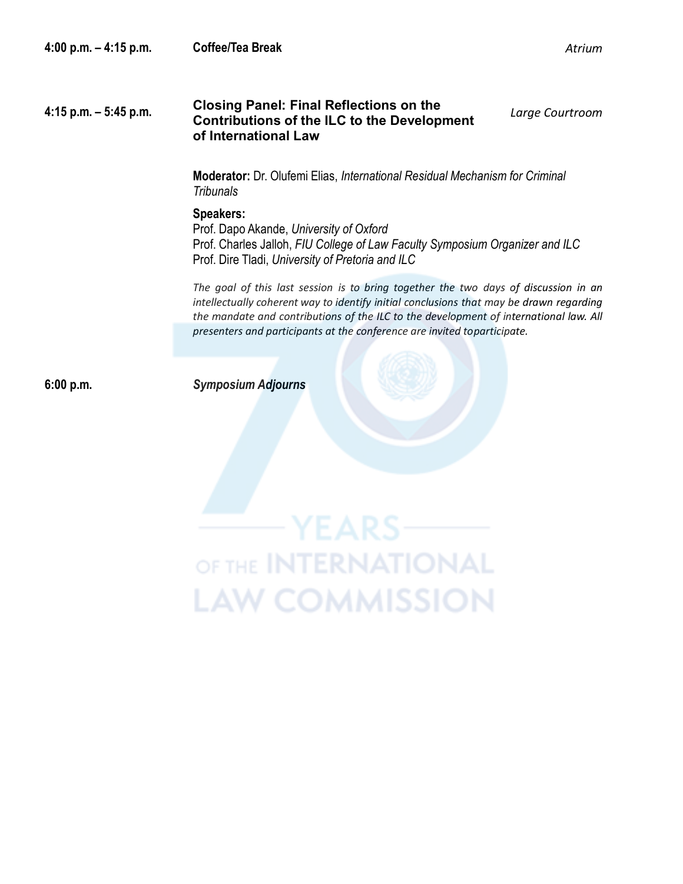**4:00 p.m. – 4:15 p.m.** **Coffee/Tea Break** *Atrium*

**4:15 p.m. – 5:45 p.m.** **Closing Panel: Final Reflections on the Contributions of the ILC to the Development of International Law** *Large Courtroom*

**Moderator:** Dr. Olufemi Elias, *International Residual Mechanism for Criminal Tribunals*

**Speakers:**
Prof. Dapo Akande, *University of Oxford*
Prof. Charles Jalloh, *FIU College of Law Faculty Symposium Organizer and ILC*
Prof. Dire Tladi, *University of Pretoria and ILC*

*The goal of this last session is to bring together the two days of discussion in an intellectually coherent way to identify initial conclusions that may be drawn regarding the mandate and contributions of the ILC to the development of international law. All presenters and participants at the conference are invited toparticipate.*

**6:00 p.m.** ***Symposium Adjourns***